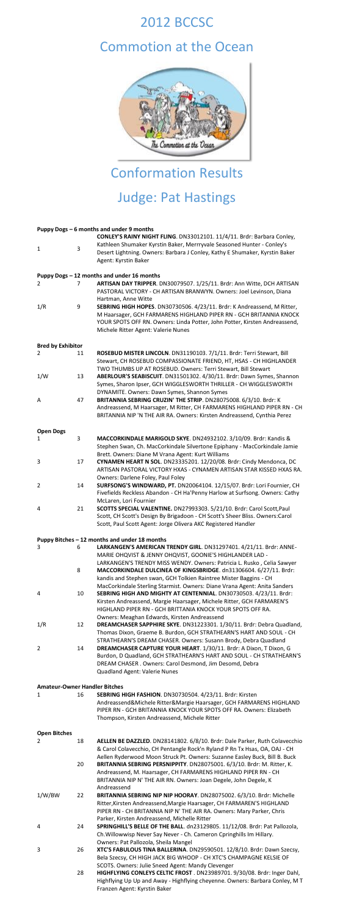# 2012 BCCSC

# Commotion at the Ocean

# Conformation Results

## Judge: Pat Hastings

### Puppy Dogs – 6 months and under 9 months

| Place | # | Entry |
|---|---|---|
| 1 | 3 | **CONLEY'S RAINY NIGHT FLING**. DN33012101. 11/4/11. Brdr: Barbara Conley, Kathleen Shumaker Kyrstin Baker, Merrryvale Seasoned Hunter - Conley's Desert Lightning. Owners: Barbara J Conley, Kathy E Shumaker, Kyrstin Baker Agent: Kyrstin Baker |

### Puppy Dogs – 12 months and under 16 months

| Place | # | Entry |
|---|---|---|
| 2 | 7 | **ARTISAN DAY TRIPPER**. DN30079507. 1/25/11. Brdr: Ann Witte, DCH ARTISAN PASTORAL VICTORY - CH ARTISAN BRANWYN. Owners: Joel Levinson, Diana Hartman, Anne Witte |
| 1/R | 9 | **SEBRING HIGH HOPES**. DN30730506. 4/23/11. Brdr: K Andreassend, M Ritter, M Haarsager, GCH FARMARENS HIGHLAND PIPER RN - GCH BRITANNIA KNOCK YOUR SPOTS OFF RN. Owners: Linda Potter, John Potter, Kirsten Andreassend, Michele Ritter Agent: Valerie Nunes |

### Bred by Exhibitor

| Place | # | Entry |
|---|---|---|
| 2 | 11 | **ROSEBUD MISTER LINCOLN**. DN31190103. 7/1/11. Brdr: Terri Stewart, Bill Stewart, CH ROSEBUD COMPASSIONATE FRIEND, HT, HSAS - CH HIGHLANDER TWO THUMBS UP AT ROSEBUD. Owners: Terri Stewart, Bill Stewart |
| 1/W | 13 | **ABERLOUR'S SEABISCUIT**. DN31501302. 4/30/11. Brdr: Dawn Symes, Shannon Symes, Sharon Ipser, GCH WIGGLESWORTH THRILLER - CH WIGGLESWORTH DYNAMITE. Owners: Dawn Symes, Shannon Symes |
| A | 47 | **BRITANNIA SEBRING CRUZIN' THE STRIP**. DN28075008. 6/3/10. Brdr: K Andreassend, M Haarsager, M Ritter, CH FARMARENS HIGHLAND PIPER RN - CH BRITANNIA NIP 'N THE AIR RA. Owners: Kirsten Andreassend, Cynthia Perez |

### Open Dogs

| Place | # | Entry |
|---|---|---|
| 1 | 3 | **MACCORKINDALE MARIGOLD SKYE**. DN24932102. 3/10/09. Brdr: Kandis & Stephen Swan, Ch. MacCorkindale Silvertone Epiphany - MacCorkindale Jamie Brett. Owners: Diane M Vrana Agent: Kurt Williams |
| 3 | 17 | **CYNAMEN HEART N SOL**. DN23335201. 12/20/08. Brdr: Cindy Mendonca, DC ARTISAN PASTORAL VICTORY HXAS - CYNAMEN ARTISAN STAR KISSED HXAS RA. Owners: Darlene Foley, Paul Foley |
| 2 | 14 | **SURFSONG'S WINDWARD, PT.** DN20064104. 12/15/07. Brdr: Lori Fournier, CH Fivefields Reckless Abandon - CH Ha'Penny Harlow at Surfsong. Owners: Cathy McLaren, Lori Fournier |
| 4 | 21 | **SCOTTS SPECIAL VALENTINE.** DN27993303. 5/21/10. Brdr: Carol Scott,Paul Scott, CH Scott's Design By Brigadoon - CH Scott's Sheer Bliss. Owners:Carol Scott, Paul Scott Agent: Jorge Olivera AKC Registered Handler |

### Puppy Bitches – 12 months and under 18 months

| Place | # | Entry |
|---|---|---|
| 3 | 6 | **LARKANGEN'S AMERICAN TRENDY GIRL**. DN31297401. 4/21/11. Brdr: ANNE-MARIE OHQVIST & JENNY OHQVIST, GOONIE'S HIGHLANDER LAD - LARKANGEN'S TRENDY MISS WENDY. Owners: Patricia L. Rusko , Celia Sawyer |
| | 8 | **MACCORKINDALE DULCINEA OF KINGSBRIDGE**. dn31306604. 6/27/11. Brdr: kandis and Stephen swan, GCH Tolkien Raintree Mister Baggins - CH MacCorkindale Sterling Starmist. Owners: Diane Vrana Agent: Anita Sanders |
| 4 | 10 | **SEBRING HIGH AND MIGHTY AT CENTENNIAL**. DN30730503. 4/23/11. Brdr: Kirsten Andreassend, Margie Haarsager, Michele Ritter, GCH FARMAREN'S HIGHLAND PIPER RN - GCH BRITTANIA KNOCK YOUR SPOTS OFF RA. Owners: Meaghan Edwards, Kirsten Andreassend |
| 1/R | 12 | **DREAMCHASER SAPPHIRE SKYE**. DN31223301. 1/30/11. Brdr: Debra Quadland, Thomas Dixon, Graeme B. Burdon, GCH STRATHEARN'S HART AND SOUL - CH STRATHEARN'S DREAM CHASER. Owners: Susann Brody, Debra Quadland |
| 2 | 14 | **DREAMCHASER CAPTURE YOUR HEART**. 1/30/11. Brdr: A Dixon, T Dixon, G Burdon, D Quadland, GCH STRATHEARN'S HART AND SOUL - CH STRATHEARN'S DREAM CHASER . Owners: Carol Desmond, Jim Desomd, Debra Quadland Agent: Valerie Nunes |

### Amateur-Owner Handler Bitches

| Place | # | Entry |
|---|---|---|
| 1 | 16 | **SEBRING HIGH FASHION**. DN30730504. 4/23/11. Brdr: Kirsten Andreassend&Michele Ritter&Margie Haarsager, GCH FARMARENS HIGHLAND PIPER RN - GCH BRITANNIA KNOCK YOUR SPOTS OFF RA. Owners: Elizabeth Thompson, Kirsten Andreassend, Michele Ritter |

### Open Bitches

| Place | # | Entry |
|---|---|---|
| 2 | 18 | **AELLEN BE DAZZLED**. DN28141802. 6/8/10. Brdr: Dale Parker, Ruth Colavecchio & Carol Colavecchio, CH Pentangle Rock'n Ryland P Rn Tx Hsas, OA, OAJ - CH Aellen Ryderwood Moon Struck Pt. Owners: Suzanne Easley Buck, Bill B. Buck |
| | 20 | **BRITANNIA SEBRING PERSNIPPITY**. DN28075001. 6/3/10. Brdr: M. Ritter, K. Andreassend, M. Haarsager, CH FARMARENS HIGHLAND PIPER RN - CH BRITANNIA NIP N' THE AIR RN. Owners: Joan Degele, John Degele, K Andreassend |
| 1/W/BW | 22 | **BRITANNIA SEBRING NIP NIP HOORAY**. DN28075002. 6/3/10. Brdr: Michelle Ritter,Kirsten Andreassend,Margie Haarsager, CH FARMAREN'S HIGHLAND PIPER RN - CH BRITANNIA NIP N' THE AIR RA. Owners: Mary Parker, Chris Parker, Kirsten Andreassend, Michelle Ritter |
| 4 | 24 | **SPRINGHILL'S BELLE OF THE BALL**. dn23129805. 11/12/08. Brdr: Pat Pallozola, Ch.Willowwisp Never Say Never - Ch. Cameron Cpringhills Im Hillary. Owners: Pat Pallozola, Sheila Mangel |
| 3 | 26 | **XTC'S FABULOUS TINA BALLERINA**. DN29590501. 12/8/10. Brdr: Dawn Szecsy, Bela Szecsy, CH HIGH JACK BIG WHOOP - CH XTC'S CHAMPAGNE KELSIE OF SCOTS. Owners: Julie Sneed Agent: Mandy Clevenger |
| | 28 | **HIGHFLYING CONLEYS CELTIC FROST** . DN23989701. 9/30/08. Brdr: Inger Dahl, Highflying Up Up and Away - Highflying cheyenne. Owners: Barbara Conley, M T Franzen Agent: Kyrstin Baker |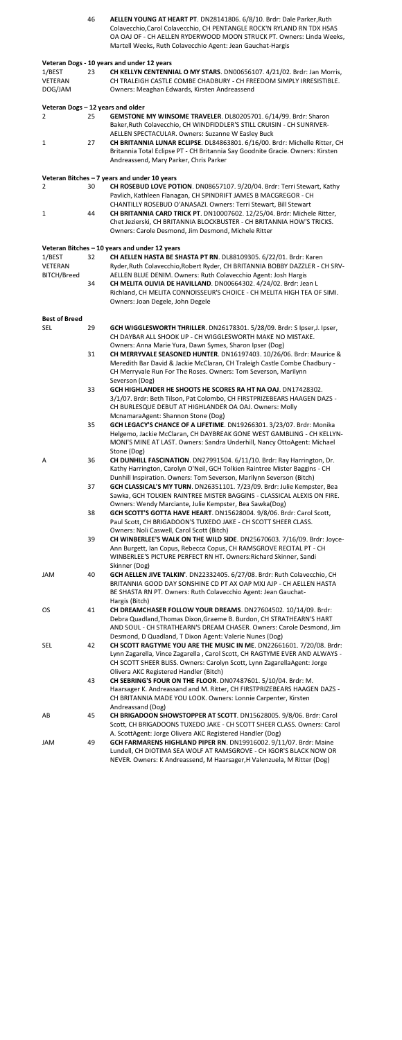| | | |
|---|---|---|
| | 46 | **AELLEN YOUNG AT HEART PT**. DN28141806. 6/8/10. Brdr: Dale Parker,Ruth Colavecchio,Carol Colavecchio, CH PENTANGLE ROCK'N RYLAND RN TDX HSAS OA OAJ OF - CH AELLEN RYDERWOOD MOON STRUCK PT. Owners: Linda Weeks, Martell Weeks, Ruth Colavecchio Agent: Jean Gauchat-Hargis |

**Veteran Dogs - 10 years and under 12 years**

| | | |
|---|---|---|
| 1/BEST VETERAN DOG/JAM | 23 | **CH KELLYN CENTENNIAL O MY STARS**. DN00656107. 4/21/02. Brdr: Jan Morris, CH TRALEIGH CASTLE COMBE CHADBURY - CH FREEDOM SIMPLY IRRESISTIBLE. Owners: Meaghan Edwards, Kirsten Andreassend |

**Veteran Dogs – 12 years and older**

| | | |
|---|---|---|
| 2 | 25 | **GEMSTONE MY WINSOME TRAVELER**. DL80205701. 6/14/99. Brdr: Sharon Baker,Ruth Colavecchio, CH WINDFIDDLER'S STILL CRUISIN - CH SUNRIVER-AELLEN SPECTACULAR. Owners: Suzanne W Easley Buck |
| 1 | 27 | **CH BRITANNIA LUNAR ECLIPSE**. DL84863801. 6/16/00. Brdr: Michelle Ritter, CH Britannia Total Eclipse PT - CH Britannia Say Goodnite Gracie. Owners: Kirsten Andreassend, Mary Parker, Chris Parker |

**Veteran Bitches – 7 years and under 10 years**

| | | |
|---|---|---|
| 2 | 30 | **CH ROSEBUD LOVE POTION**. DN08657107. 9/20/04. Brdr: Terri Stewart, Kathy Pavlich, Kathleen Flanagan, CH SPINDRIFT JAMES B MACGREGOR - CH CHANTILLY ROSEBUD O'ANASAZI. Owners: Terri Stewart, Bill Stewart |
| 1 | 44 | **CH BRITANNIA CARD TRICK PT**. DN10007602. 12/25/04. Brdr: Michele Ritter, Chet Jezierski, CH BRITANNIA BLOCKBUSTER - CH BRITANNIA HOW'S TRICKS. Owners: Carole Desmond, Jim Desmond, Michele Ritter |

**Veteran Bitches – 10 years and under 12 years**

| | | |
|---|---|---|
| 1/BEST VETERAN BITCH/Breed | 32 | **CH AELLEN HASTA BE SHASTA PT RN**. DL88109305. 6/22/01. Brdr: Karen Ryder,Ruth Colavecchio,Robert Ryder, CH BRITANNIA BOBBY DAZZLER - CH SRV-AELLEN BLUE DENIM. Owners: Ruth Colavecchio Agent: Josh Hargis |
| | 34 | **CH MELITA OLIVIA DE HAVILLAND**. DN00664302. 4/24/02. Brdr: Jean L Richland, CH MELITA CONNOISSEUR'S CHOICE - CH MELITA HIGH TEA OF SIMI. Owners: Joan Degele, John Degele |

**Best of Breed**

| | | |
|---|---|---|
| SEL | 29 | **GCH WIGGLESWORTH THRILLER**. DN26178301. 5/28/09. Brdr: S Ipser,J. Ipser, CH DAYBAR ALL SHOOK UP - CH WIGGLESWORTH MAKE NO MISTAKE. Owners: Anna Marie Yura, Dawn Symes, Sharon Ipser (Dog) |
| | 31 | **CH MERRYVALE SEASONED HUNTER**. DN16197403. 10/26/06. Brdr: Maurice & Meredith Bar David & Jackie McClaran, CH Traleigh Castle Combe Chadbury - CH Merryvale Run For The Roses. Owners: Tom Severson, Marilynn Severson (Dog) |
| | 33 | **GCH HIGHLANDER HE SHOOTS HE SCORES RA HT NA OAJ**. DN17428302. 3/1/07. Brdr: Beth Tilson, Pat Colombo, CH FIRSTPRIZEBEARS HAAGEN DAZS - CH BURLESQUE DEBUT AT HIGHLANDER OA OAJ. Owners: Molly McnamaraAgent: Shannon Stone (Dog) |
| | 35 | **GCH LEGACY'S CHANCE OF A LIFETIME**. DN19266301. 3/23/07. Brdr: Monika Helgemo, Jackie McClaran, CH DAYBREAK GONE WEST GAMBLING - CH KELLYN-MONI'S MINE AT LAST. Owners: Sandra Underhill, Nancy OttoAgent: Michael Stone (Dog) |
| A | 36 | **CH DUNHILL FASCINATION**. DN27991504. 6/11/10. Brdr: Ray Harrington, Dr. Kathy Harrington, Carolyn O'Neil, GCH Tolkien Raintree Mister Baggins - CH Dunhill Inspiration. Owners: Tom Severson, Marilynn Severson (Bitch) |
| | 37 | **GCH CLASSICAL'S MY TURN**. DN26351101. 7/23/09. Brdr: Julie Kempster, Bea Sawka, GCH TOLKIEN RAINTREE MISTER BAGGINS - CLASSICAL ALEXIS ON FIRE. Owners: Wendy Marciante, Julie Kempster, Bea Sawka(Dog) |
| | 38 | **GCH SCOTT'S GOTTA HAVE HEART**. DN15628004. 9/8/06. Brdr: Carol Scott, Paul Scott, CH BRIGADOON'S TUXEDO JAKE - CH SCOTT SHEER CLASS. Owners: Noli Caswell, Carol Scott (Bitch) |
| | 39 | **CH WINBERLEE'S WALK ON THE WILD SIDE**. DN25670603. 7/16/09. Brdr: Joyce-Ann Burgett, Ian Copus, Rebecca Copus, CH RAMSGROVE RECITAL PT - CH WINBERLEE'S PICTURE PERFECT RN HT. Owners:Richard Skinner, Sandi Skinner (Dog) |
| JAM | 40 | **GCH AELLEN JIVE TALKIN'**. DN22332405. 6/27/08. Brdr: Ruth Colavecchio, CH BRITANNIA GOOD DAY SONSHINE CD PT AX OAP MXJ AJP - CH AELLEN HASTA BE SHASTA RN PT. Owners: Ruth Colavecchio Agent: Jean Gauchat-Hargis (Bitch) |
| OS | 41 | **CH DREAMCHASER FOLLOW YOUR DREAMS**. DN27604502. 10/14/09. Brdr: Debra Quadland,Thomas Dixon,Graeme B. Burdon, CH STRATHEARN'S HART AND SOUL - CH STRATHEARN'S DREAM CHASER. Owners: Carole Desmond, Jim Desmond, D Quadland, T Dixon Agent: Valerie Nunes (Dog) |
| SEL | 42 | **CH SCOTT RAGTYME YOU ARE THE MUSIC IN ME**. DN22661601. 7/20/08. Brdr: Lynn Zagarella, Vince Zagarella , Carol Scott, CH RAGTYME EVER AND ALWAYS - CH SCOTT SHEER BLISS. Owners: Carolyn Scott, Lynn ZagarellaAgent: Jorge Olivera AKC Registered Handler (Bitch) |
| | 43 | **CH SEBRING'S FOUR ON THE FLOOR**. DN07487601. 5/10/04. Brdr: M. Haarsager K. Andreassand and M. Ritter, CH FIRSTPRIZEBEARS HAAGEN DAZS - CH BRITANNIA MADE YOU LOOK. Owners: Lonnie Carpenter, Kirsten Andreassend (Dog) |
| AB | 45 | **CH BRIGADOON SHOWSTOPPER AT SCOTT**. DN15628005. 9/8/06. Brdr: Carol Scott, CH BRIGADOONS TUXEDO JAKE - CH SCOTT SHEER CLASS. Owners: Carol A. ScottAgent: Jorge Olivera AKC Registered Handler (Dog) |
| JAM | 49 | **GCH FARMARENS HIGHLAND PIPER RN**. DN19916002. 9/11/07. Brdr: Maine Lundell, CH DIOTIMA SEA WOLF AT RAMSGROVE - CH IGOR'S BLACK NOW OR NEVER. Owners: K Andreassend, M Haarsager,H Valenzuela, M Ritter (Dog) |